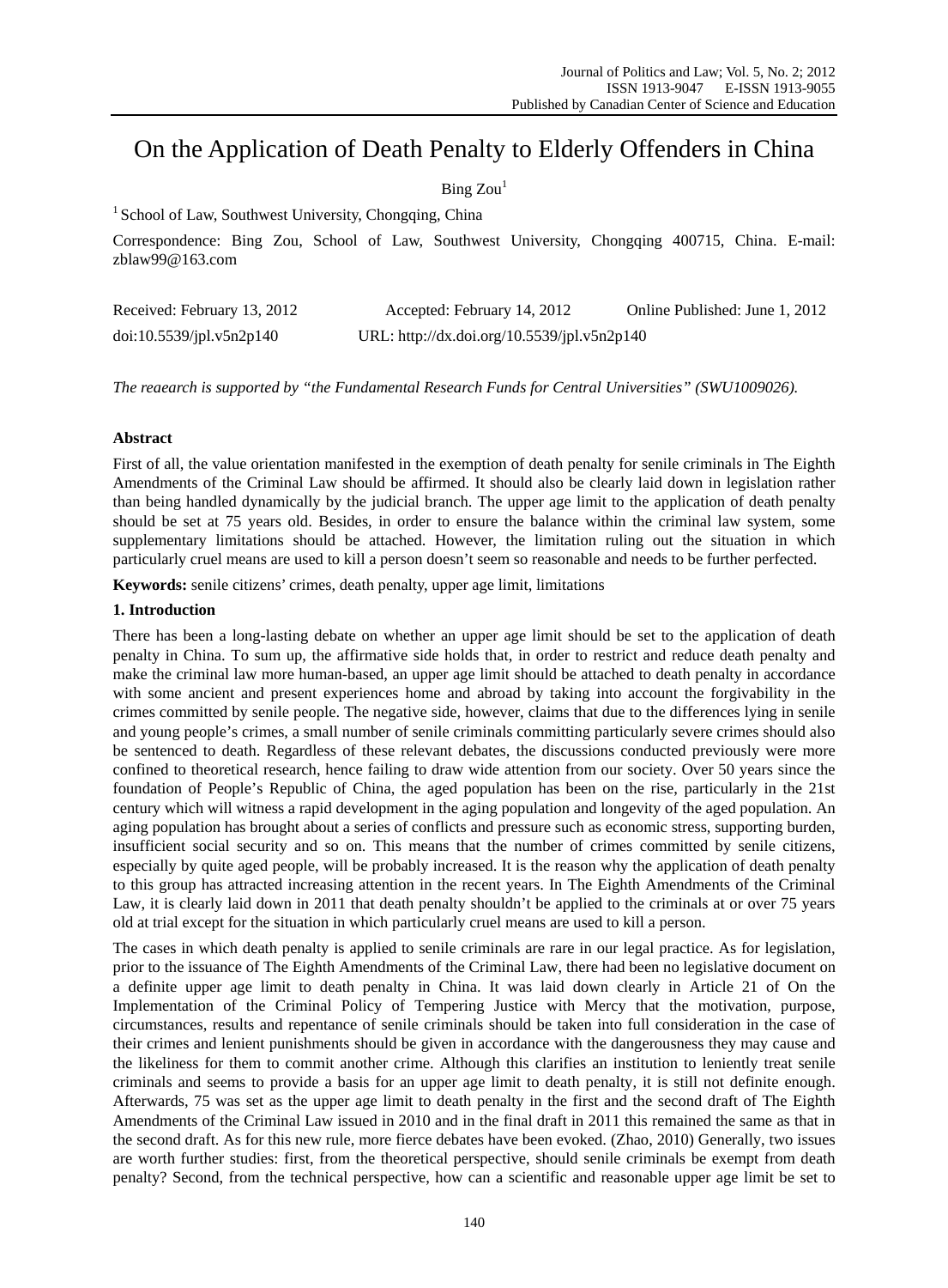# On the Application of Death Penalty to Elderly Offenders in China

Bing Zou[1]

[1] School of Law, Southwest University, Chongqing, China

Correspondence: Bing Zou, School of Law, Southwest University, Chongqing 400715, China. E-mail: zblaw99@163.com

Received: February 13, 2012 Accepted: February 14, 2012 Online Published: June 1, 2012

doi:10.5539/jpl.v5n2p140 URL: http://dx.doi.org/10.5539/jpl.v5n2p140

*The reaearch is supported by "the Fundamental Research Funds for Central Universities" (SWU1009026).*

## Abstract

First of all, the value orientation manifested in the exemption of death penalty for senile criminals in The Eighth Amendments of the Criminal Law should be affirmed. It should also be clearly laid down in legislation rather than being handled dynamically by the judicial branch. The upper age limit to the application of death penalty should be set at 75 years old. Besides, in order to ensure the balance within the criminal law system, some supplementary limitations should be attached. However, the limitation ruling out the situation in which particularly cruel means are used to kill a person doesn't seem so reasonable and needs to be further perfected.

**Keywords:** senile citizens' crimes, death penalty, upper age limit, limitations

## 1. Introduction

There has been a long-lasting debate on whether an upper age limit should be set to the application of death penalty in China. To sum up, the affirmative side holds that, in order to restrict and reduce death penalty and make the criminal law more human-based, an upper age limit should be attached to death penalty in accordance with some ancient and present experiences home and abroad by taking into account the forgivability in the crimes committed by senile people. The negative side, however, claims that due to the differences lying in senile and young people's crimes, a small number of senile criminals committing particularly severe crimes should also be sentenced to death. Regardless of these relevant debates, the discussions conducted previously were more confined to theoretical research, hence failing to draw wide attention from our society. Over 50 years since the foundation of People's Republic of China, the aged population has been on the rise, particularly in the 21st century which will witness a rapid development in the aging population and longevity of the aged population. An aging population has brought about a series of conflicts and pressure such as economic stress, supporting burden, insufficient social security and so on. This means that the number of crimes committed by senile citizens, especially by quite aged people, will be probably increased. It is the reason why the application of death penalty to this group has attracted increasing attention in the recent years. In The Eighth Amendments of the Criminal Law, it is clearly laid down in 2011 that death penalty shouldn't be applied to the criminals at or over 75 years old at trial except for the situation in which particularly cruel means are used to kill a person.

The cases in which death penalty is applied to senile criminals are rare in our legal practice. As for legislation, prior to the issuance of The Eighth Amendments of the Criminal Law, there had been no legislative document on a definite upper age limit to death penalty in China. It was laid down clearly in Article 21 of On the Implementation of the Criminal Policy of Tempering Justice with Mercy that the motivation, purpose, circumstances, results and repentance of senile criminals should be taken into full consideration in the case of their crimes and lenient punishments should be given in accordance with the dangerousness they may cause and the likeliness for them to commit another crime. Although this clarifies an institution to leniently treat senile criminals and seems to provide a basis for an upper age limit to death penalty, it is still not definite enough. Afterwards, 75 was set as the upper age limit to death penalty in the first and the second draft of The Eighth Amendments of the Criminal Law issued in 2010 and in the final draft in 2011 this remained the same as that in the second draft. As for this new rule, more fierce debates have been evoked. (Zhao, 2010) Generally, two issues are worth further studies: first, from the theoretical perspective, should senile criminals be exempt from death penalty? Second, from the technical perspective, how can a scientific and reasonable upper age limit be set to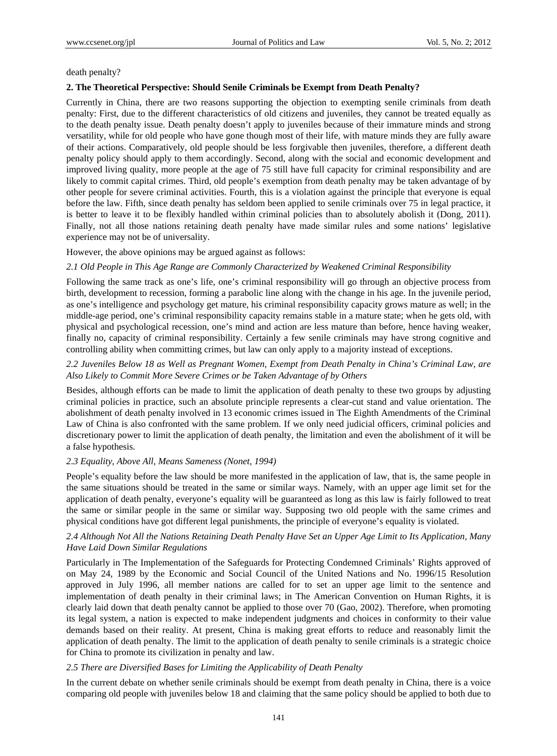death penalty?

## 2. The Theoretical Perspective: Should Senile Criminals be Exempt from Death Penalty?

Currently in China, there are two reasons supporting the objection to exempting senile criminals from death penalty: First, due to the different characteristics of old citizens and juveniles, they cannot be treated equally as to the death penalty issue. Death penalty doesn't apply to juveniles because of their immature minds and strong versatility, while for old people who have gone though most of their life, with mature minds they are fully aware of their actions. Comparatively, old people should be less forgivable then juveniles, therefore, a different death penalty policy should apply to them accordingly. Second, along with the social and economic development and improved living quality, more people at the age of 75 still have full capacity for criminal responsibility and are likely to commit capital crimes. Third, old people's exemption from death penalty may be taken advantage of by other people for severe criminal activities. Fourth, this is a violation against the principle that everyone is equal before the law. Fifth, since death penalty has seldom been applied to senile criminals over 75 in legal practice, it is better to leave it to be flexibly handled within criminal policies than to absolutely abolish it (Dong, 2011). Finally, not all those nations retaining death penalty have made similar rules and some nations' legislative experience may not be of universality.

However, the above opinions may be argued against as follows:

### *2.1 Old People in This Age Range are Commonly Characterized by Weakened Criminal Responsibility*

Following the same track as one's life, one's criminal responsibility will go through an objective process from birth, development to recession, forming a parabolic line along with the change in his age. In the juvenile period, as one's intelligence and psychology get mature, his criminal responsibility capacity grows mature as well; in the middle-age period, one's criminal responsibility capacity remains stable in a mature state; when he gets old, with physical and psychological recession, one's mind and action are less mature than before, hence having weaker, finally no, capacity of criminal responsibility. Certainly a few senile criminals may have strong cognitive and controlling ability when committing crimes, but law can only apply to a majority instead of exceptions.

### *2.2 Juveniles Below 18 as Well as Pregnant Women, Exempt from Death Penalty in China's Criminal Law, are Also Likely to Commit More Severe Crimes or be Taken Advantage of by Others*

Besides, although efforts can be made to limit the application of death penalty to these two groups by adjusting criminal policies in practice, such an absolute principle represents a clear-cut stand and value orientation. The abolishment of death penalty involved in 13 economic crimes issued in The Eighth Amendments of the Criminal Law of China is also confronted with the same problem. If we only need judicial officers, criminal policies and discretionary power to limit the application of death penalty, the limitation and even the abolishment of it will be a false hypothesis.

### *2.3 Equality, Above All, Means Sameness (Nonet, 1994)*

People's equality before the law should be more manifested in the application of law, that is, the same people in the same situations should be treated in the same or similar ways. Namely, with an upper age limit set for the application of death penalty, everyone's equality will be guaranteed as long as this law is fairly followed to treat the same or similar people in the same or similar way. Supposing two old people with the same crimes and physical conditions have got different legal punishments, the principle of everyone's equality is violated.

### *2.4 Although Not All the Nations Retaining Death Penalty Have Set an Upper Age Limit to Its Application, Many Have Laid Down Similar Regulations*

Particularly in The Implementation of the Safeguards for Protecting Condemned Criminals' Rights approved of on May 24, 1989 by the Economic and Social Council of the United Nations and No. 1996/15 Resolution approved in July 1996, all member nations are called for to set an upper age limit to the sentence and implementation of death penalty in their criminal laws; in The American Convention on Human Rights, it is clearly laid down that death penalty cannot be applied to those over 70 (Gao, 2002). Therefore, when promoting its legal system, a nation is expected to make independent judgments and choices in conformity to their value demands based on their reality. At present, China is making great efforts to reduce and reasonably limit the application of death penalty. The limit to the application of death penalty to senile criminals is a strategic choice for China to promote its civilization in penalty and law.

### *2.5 There are Diversified Bases for Limiting the Applicability of Death Penalty*

In the current debate on whether senile criminals should be exempt from death penalty in China, there is a voice comparing old people with juveniles below 18 and claiming that the same policy should be applied to both due to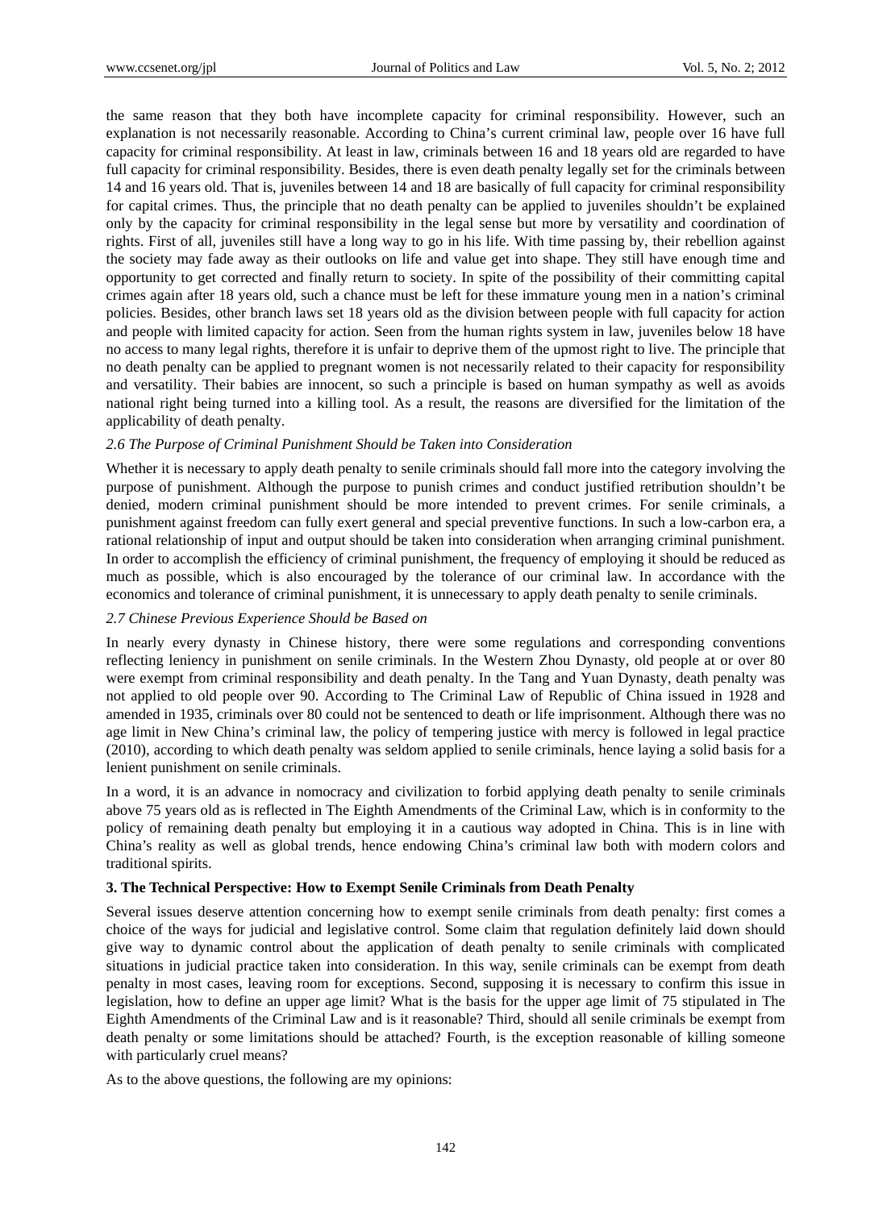the same reason that they both have incomplete capacity for criminal responsibility. However, such an explanation is not necessarily reasonable. According to China's current criminal law, people over 16 have full capacity for criminal responsibility. At least in law, criminals between 16 and 18 years old are regarded to have full capacity for criminal responsibility. Besides, there is even death penalty legally set for the criminals between 14 and 16 years old. That is, juveniles between 14 and 18 are basically of full capacity for criminal responsibility for capital crimes. Thus, the principle that no death penalty can be applied to juveniles shouldn't be explained only by the capacity for criminal responsibility in the legal sense but more by versatility and coordination of rights. First of all, juveniles still have a long way to go in his life. With time passing by, their rebellion against the society may fade away as their outlooks on life and value get into shape. They still have enough time and opportunity to get corrected and finally return to society. In spite of the possibility of their committing capital crimes again after 18 years old, such a chance must be left for these immature young men in a nation's criminal policies. Besides, other branch laws set 18 years old as the division between people with full capacity for action and people with limited capacity for action. Seen from the human rights system in law, juveniles below 18 have no access to many legal rights, therefore it is unfair to deprive them of the upmost right to live. The principle that no death penalty can be applied to pregnant women is not necessarily related to their capacity for responsibility and versatility. Their babies are innocent, so such a principle is based on human sympathy as well as avoids national right being turned into a killing tool. As a result, the reasons are diversified for the limitation of the applicability of death penalty.

### *2.6 The Purpose of Criminal Punishment Should be Taken into Consideration*

Whether it is necessary to apply death penalty to senile criminals should fall more into the category involving the purpose of punishment. Although the purpose to punish crimes and conduct justified retribution shouldn't be denied, modern criminal punishment should be more intended to prevent crimes. For senile criminals, a punishment against freedom can fully exert general and special preventive functions. In such a low-carbon era, a rational relationship of input and output should be taken into consideration when arranging criminal punishment. In order to accomplish the efficiency of criminal punishment, the frequency of employing it should be reduced as much as possible, which is also encouraged by the tolerance of our criminal law. In accordance with the economics and tolerance of criminal punishment, it is unnecessary to apply death penalty to senile criminals.

### *2.7 Chinese Previous Experience Should be Based on*

In nearly every dynasty in Chinese history, there were some regulations and corresponding conventions reflecting leniency in punishment on senile criminals. In the Western Zhou Dynasty, old people at or over 80 were exempt from criminal responsibility and death penalty. In the Tang and Yuan Dynasty, death penalty was not applied to old people over 90. According to The Criminal Law of Republic of China issued in 1928 and amended in 1935, criminals over 80 could not be sentenced to death or life imprisonment. Although there was no age limit in New China's criminal law, the policy of tempering justice with mercy is followed in legal practice (2010), according to which death penalty was seldom applied to senile criminals, hence laying a solid basis for a lenient punishment on senile criminals.

In a word, it is an advance in nomocracy and civilization to forbid applying death penalty to senile criminals above 75 years old as is reflected in The Eighth Amendments of the Criminal Law, which is in conformity to the policy of remaining death penalty but employing it in a cautious way adopted in China. This is in line with China's reality as well as global trends, hence endowing China's criminal law both with modern colors and traditional spirits.

## **3. The Technical Perspective: How to Exempt Senile Criminals from Death Penalty**

Several issues deserve attention concerning how to exempt senile criminals from death penalty: first comes a choice of the ways for judicial and legislative control. Some claim that regulation definitely laid down should give way to dynamic control about the application of death penalty to senile criminals with complicated situations in judicial practice taken into consideration. In this way, senile criminals can be exempt from death penalty in most cases, leaving room for exceptions. Second, supposing it is necessary to confirm this issue in legislation, how to define an upper age limit? What is the basis for the upper age limit of 75 stipulated in The Eighth Amendments of the Criminal Law and is it reasonable? Third, should all senile criminals be exempt from death penalty or some limitations should be attached? Fourth, is the exception reasonable of killing someone with particularly cruel means?

As to the above questions, the following are my opinions: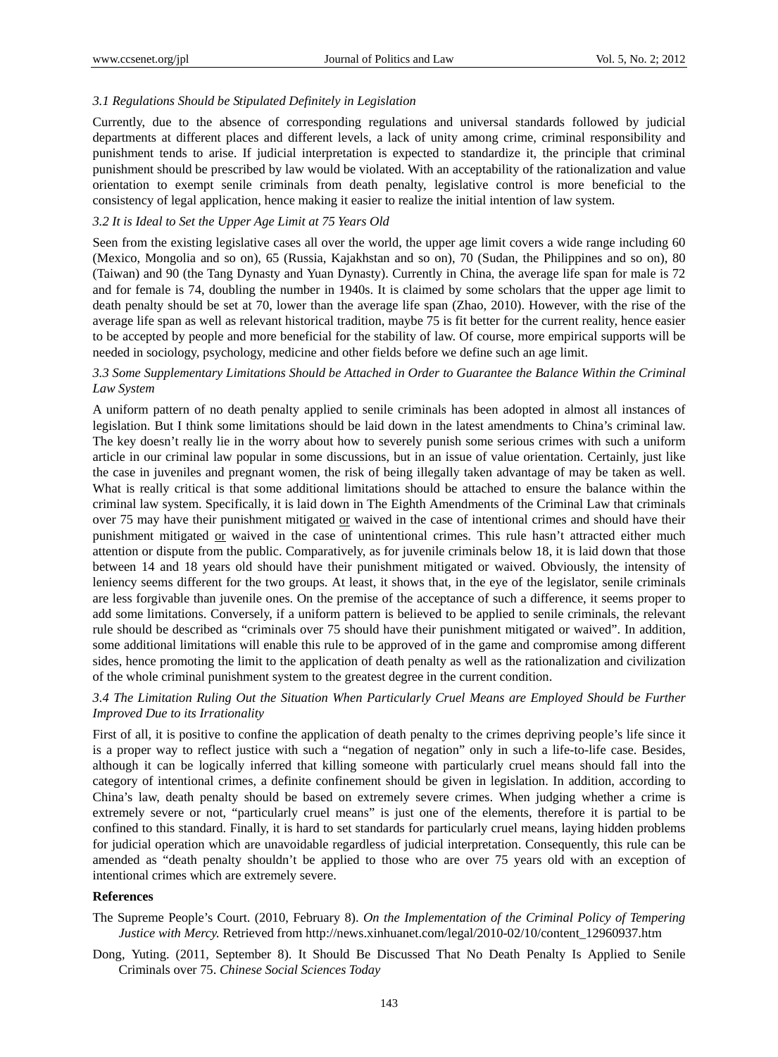### *3.1 Regulations Should be Stipulated Definitely in Legislation*

Currently, due to the absence of corresponding regulations and universal standards followed by judicial departments at different places and different levels, a lack of unity among crime, criminal responsibility and punishment tends to arise. If judicial interpretation is expected to standardize it, the principle that criminal punishment should be prescribed by law would be violated. With an acceptability of the rationalization and value orientation to exempt senile criminals from death penalty, legislative control is more beneficial to the consistency of legal application, hence making it easier to realize the initial intention of law system.

### *3.2 It is Ideal to Set the Upper Age Limit at 75 Years Old*

Seen from the existing legislative cases all over the world, the upper age limit covers a wide range including 60 (Mexico, Mongolia and so on), 65 (Russia, Kajakhstan and so on), 70 (Sudan, the Philippines and so on), 80 (Taiwan) and 90 (the Tang Dynasty and Yuan Dynasty). Currently in China, the average life span for male is 72 and for female is 74, doubling the number in 1940s. It is claimed by some scholars that the upper age limit to death penalty should be set at 70, lower than the average life span (Zhao, 2010). However, with the rise of the average life span as well as relevant historical tradition, maybe 75 is fit better for the current reality, hence easier to be accepted by people and more beneficial for the stability of law. Of course, more empirical supports will be needed in sociology, psychology, medicine and other fields before we define such an age limit.

### *3.3 Some Supplementary Limitations Should be Attached in Order to Guarantee the Balance Within the Criminal Law System*

A uniform pattern of no death penalty applied to senile criminals has been adopted in almost all instances of legislation. But I think some limitations should be laid down in the latest amendments to China's criminal law. The key doesn't really lie in the worry about how to severely punish some serious crimes with such a uniform article in our criminal law popular in some discussions, but in an issue of value orientation. Certainly, just like the case in juveniles and pregnant women, the risk of being illegally taken advantage of may be taken as well. What is really critical is that some additional limitations should be attached to ensure the balance within the criminal law system. Specifically, it is laid down in The Eighth Amendments of the Criminal Law that criminals over 75 may have their punishment mitigated <u>or</u> waived in the case of intentional crimes and should have their punishment mitigated <u>or</u> waived in the case of unintentional crimes. This rule hasn't attracted either much attention or dispute from the public. Comparatively, as for juvenile criminals below 18, it is laid down that those between 14 and 18 years old should have their punishment mitigated or waived. Obviously, the intensity of leniency seems different for the two groups. At least, it shows that, in the eye of the legislator, senile criminals are less forgivable than juvenile ones. On the premise of the acceptance of such a difference, it seems proper to add some limitations. Conversely, if a uniform pattern is believed to be applied to senile criminals, the relevant rule should be described as "criminals over 75 should have their punishment mitigated or waived". In addition, some additional limitations will enable this rule to be approved of in the game and compromise among different sides, hence promoting the limit to the application of death penalty as well as the rationalization and civilization of the whole criminal punishment system to the greatest degree in the current condition.

### *3.4 The Limitation Ruling Out the Situation When Particularly Cruel Means are Employed Should be Further Improved Due to its Irrationality*

First of all, it is positive to confine the application of death penalty to the crimes depriving people's life since it is a proper way to reflect justice with such a "negation of negation" only in such a life-to-life case. Besides, although it can be logically inferred that killing someone with particularly cruel means should fall into the category of intentional crimes, a definite confinement should be given in legislation. In addition, according to China's law, death penalty should be based on extremely severe crimes. When judging whether a crime is extremely severe or not, "particularly cruel means" is just one of the elements, therefore it is partial to be confined to this standard. Finally, it is hard to set standards for particularly cruel means, laying hidden problems for judicial operation which are unavoidable regardless of judicial interpretation. Consequently, this rule can be amended as "death penalty shouldn't be applied to those who are over 75 years old with an exception of intentional crimes which are extremely severe.

## **References**

The Supreme People's Court. (2010, February 8). *On the Implementation of the Criminal Policy of Tempering Justice with Mercy.* Retrieved from http://news.xinhuanet.com/legal/2010-02/10/content_12960937.htm

Dong, Yuting. (2011, September 8). It Should Be Discussed That No Death Penalty Is Applied to Senile Criminals over 75. *Chinese Social Sciences Today*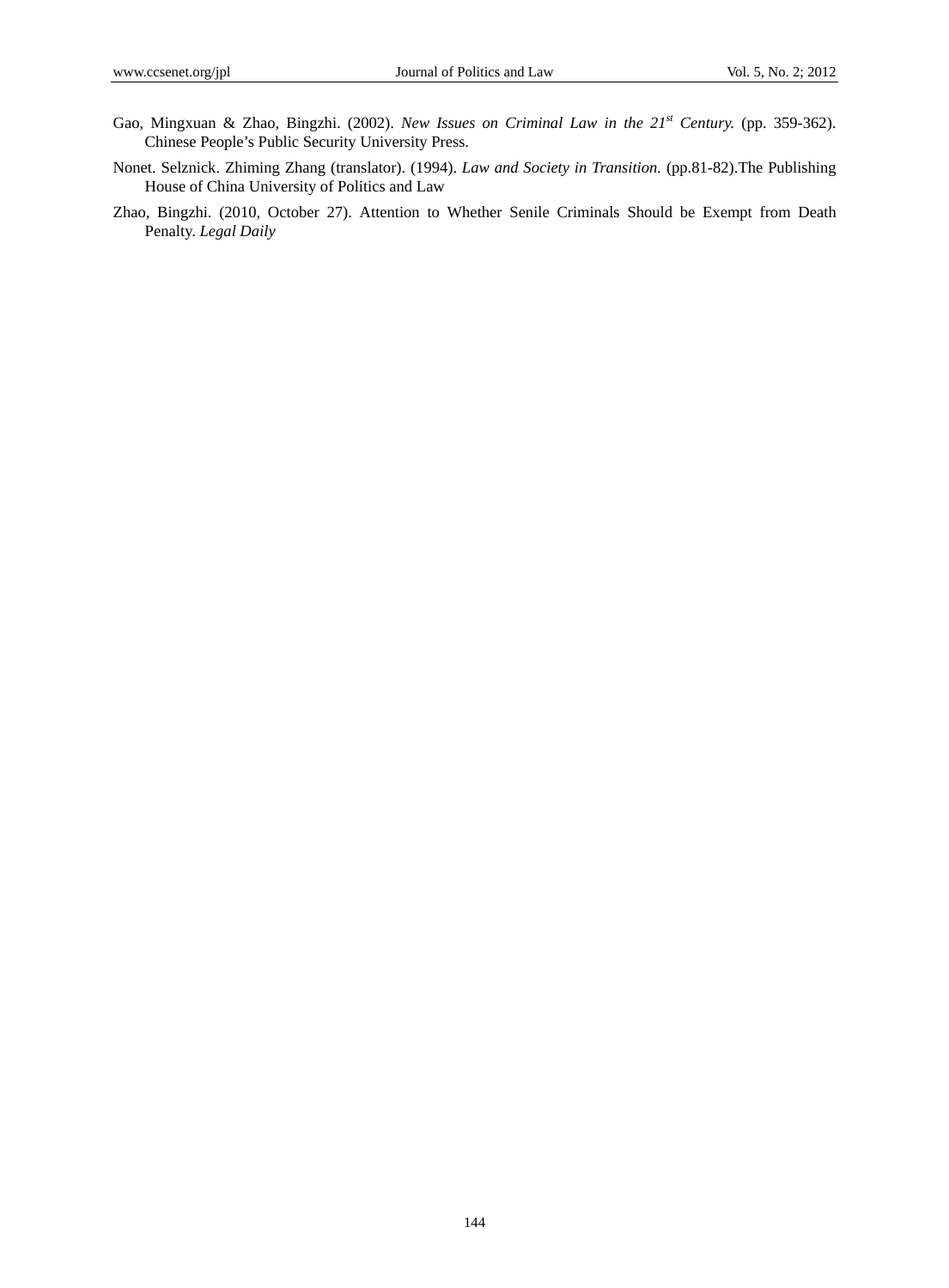Gao, Mingxuan & Zhao, Bingzhi. (2002). *New Issues on Criminal Law in the 21st Century.* (pp. 359-362). Chinese People's Public Security University Press.

Nonet. Selznick. Zhiming Zhang (translator). (1994). *Law and Society in Transition.* (pp.81-82).The Publishing House of China University of Politics and Law

Zhao, Bingzhi. (2010, October 27). Attention to Whether Senile Criminals Should be Exempt from Death Penalty. *Legal Daily*